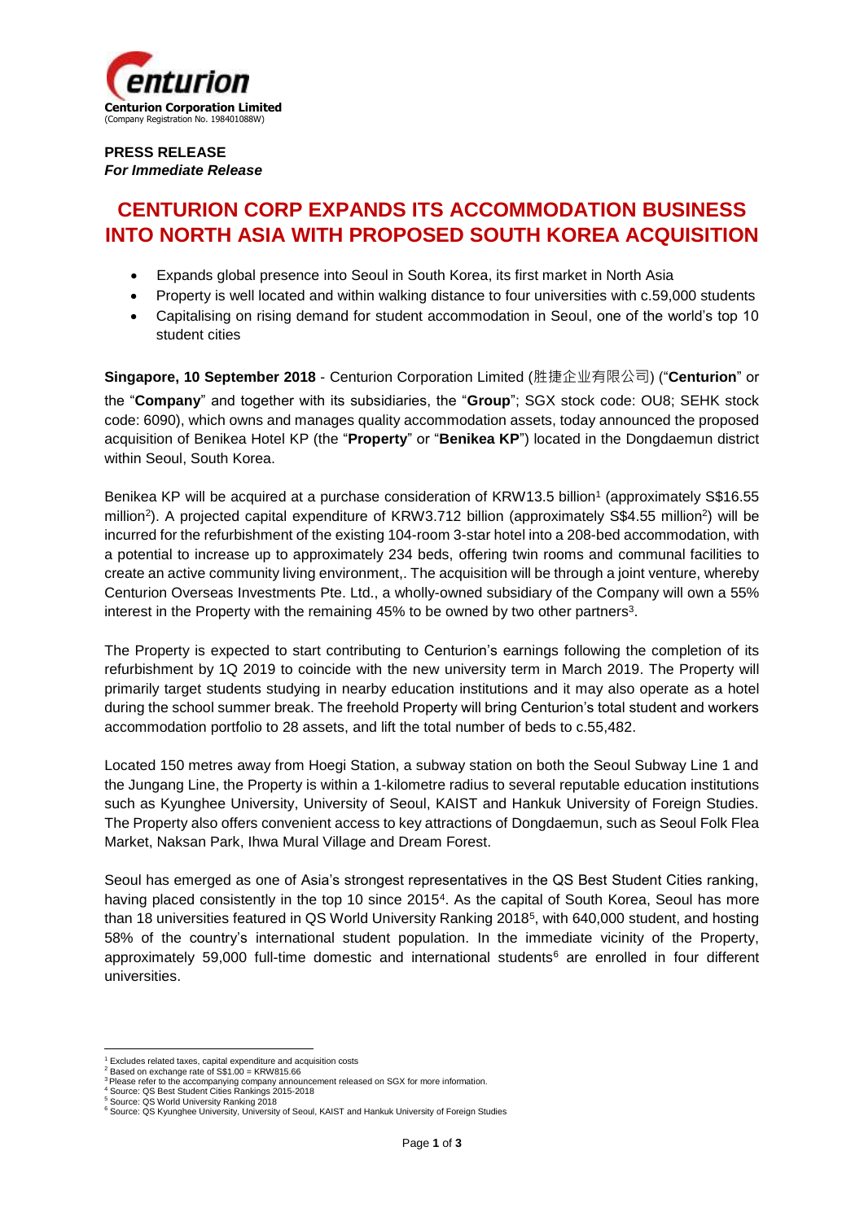Centurion Corporation Limited
(Company Registration No. 198401088W)

**PRESS RELEASE**
***For Immediate Release***

# CENTURION CORP EXPANDS ITS ACCOMMODATION BUSINESS INTO NORTH ASIA WITH PROPOSED SOUTH KOREA ACQUISITION

- Expands global presence into Seoul in South Korea, its first market in North Asia
- Property is well located and within walking distance to four universities with c.59,000 students
- Capitalising on rising demand for student accommodation in Seoul, one of the world's top 10 student cities

**Singapore, 10 September 2018** - Centurion Corporation Limited (胜捷企业有限公司) ("**Centurion**" or the "**Company**" and together with its subsidiaries, the "**Group**"; SGX stock code: OU8; SEHK stock code: 6090), which owns and manages quality accommodation assets, today announced the proposed acquisition of Benikea Hotel KP (the "**Property**" or "**Benikea KP**") located in the Dongdaemun district within Seoul, South Korea.

Benikea KP will be acquired at a purchase consideration of KRW13.5 billion[1] (approximately S$16.55 million[2]). A projected capital expenditure of KRW3.712 billion (approximately S$4.55 million[2]) will be incurred for the refurbishment of the existing 104-room 3-star hotel into a 208-bed accommodation, with a potential to increase up to approximately 234 beds, offering twin rooms and communal facilities to create an active community living environment,. The acquisition will be through a joint venture, whereby Centurion Overseas Investments Pte. Ltd., a wholly-owned subsidiary of the Company will own a 55% interest in the Property with the remaining 45% to be owned by two other partners[3].

The Property is expected to start contributing to Centurion's earnings following the completion of its refurbishment by 1Q 2019 to coincide with the new university term in March 2019. The Property will primarily target students studying in nearby education institutions and it may also operate as a hotel during the school summer break. The freehold Property will bring Centurion's total student and workers accommodation portfolio to 28 assets, and lift the total number of beds to c.55,482.

Located 150 metres away from Hoegi Station, a subway station on both the Seoul Subway Line 1 and the Jungang Line, the Property is within a 1-kilometre radius to several reputable education institutions such as Kyunghee University, University of Seoul, KAIST and Hankuk University of Foreign Studies. The Property also offers convenient access to key attractions of Dongdaemun, such as Seoul Folk Flea Market, Naksan Park, Ihwa Mural Village and Dream Forest.

Seoul has emerged as one of Asia's strongest representatives in the QS Best Student Cities ranking, having placed consistently in the top 10 since 2015[4]. As the capital of South Korea, Seoul has more than 18 universities featured in QS World University Ranking 2018[5], with 640,000 student, and hosting 58% of the country's international student population. In the immediate vicinity of the Property, approximately 59,000 full-time domestic and international students[6] are enrolled in four different universities.

---

[1] Excludes related taxes, capital expenditure and acquisition costs
[2] Based on exchange rate of S$1.00 = KRW815.66
[3] Please refer to the accompanying company announcement released on SGX for more information.
[4] Source: QS Best Student Cities Rankings 2015-2018
[5] Source: QS World University Ranking 2018
[6] Source: QS Kyunghee University, University of Seoul, KAIST and Hankuk University of Foreign Studies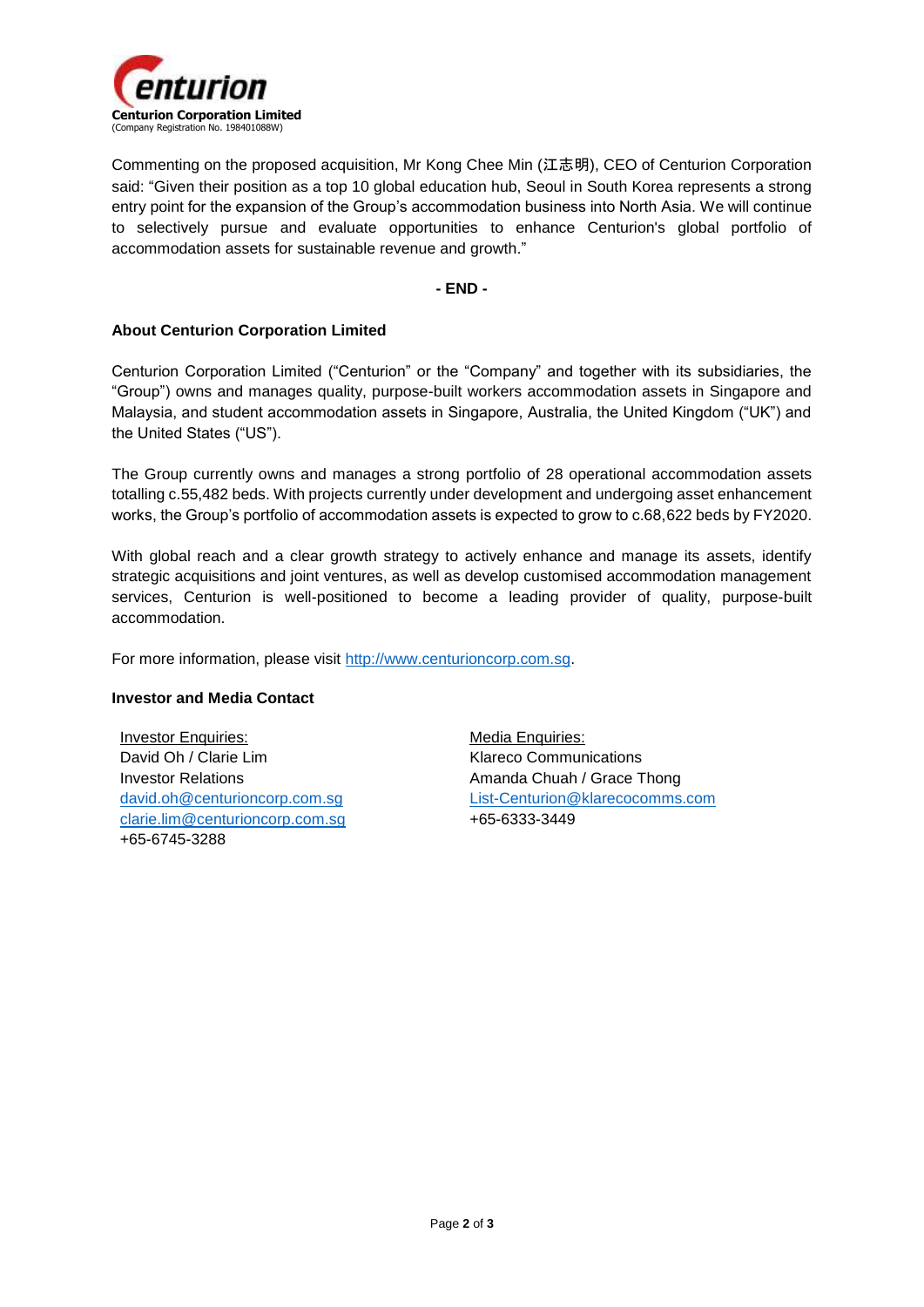**Centurion Corporation Limited**
(Company Registration No. 198401088W)

Commenting on the proposed acquisition, Mr Kong Chee Min (江志明), CEO of Centurion Corporation said: "Given their position as a top 10 global education hub, Seoul in South Korea represents a strong entry point for the expansion of the Group's accommodation business into North Asia. We will continue to selectively pursue and evaluate opportunities to enhance Centurion's global portfolio of accommodation assets for sustainable revenue and growth."

**- END -**

**About Centurion Corporation Limited**

Centurion Corporation Limited ("Centurion" or the "Company" and together with its subsidiaries, the "Group") owns and manages quality, purpose-built workers accommodation assets in Singapore and Malaysia, and student accommodation assets in Singapore, Australia, the United Kingdom ("UK") and the United States ("US").

The Group currently owns and manages a strong portfolio of 28 operational accommodation assets totalling c.55,482 beds. With projects currently under development and undergoing asset enhancement works, the Group's portfolio of accommodation assets is expected to grow to c.68,622 beds by FY2020.

With global reach and a clear growth strategy to actively enhance and manage its assets, identify strategic acquisitions and joint ventures, as well as develop customised accommodation management services, Centurion is well-positioned to become a leading provider of quality, purpose-built accommodation.

For more information, please visit http://www.centurioncorp.com.sg.

**Investor and Media Contact**

Investor Enquiries:
David Oh / Clarie Lim
Investor Relations
david.oh@centurioncorp.com.sg
clarie.lim@centurioncorp.com.sg
+65-6745-3288

Media Enquiries:
Klareco Communications
Amanda Chuah / Grace Thong
List-Centurion@klarecocomms.com
+65-6333-3449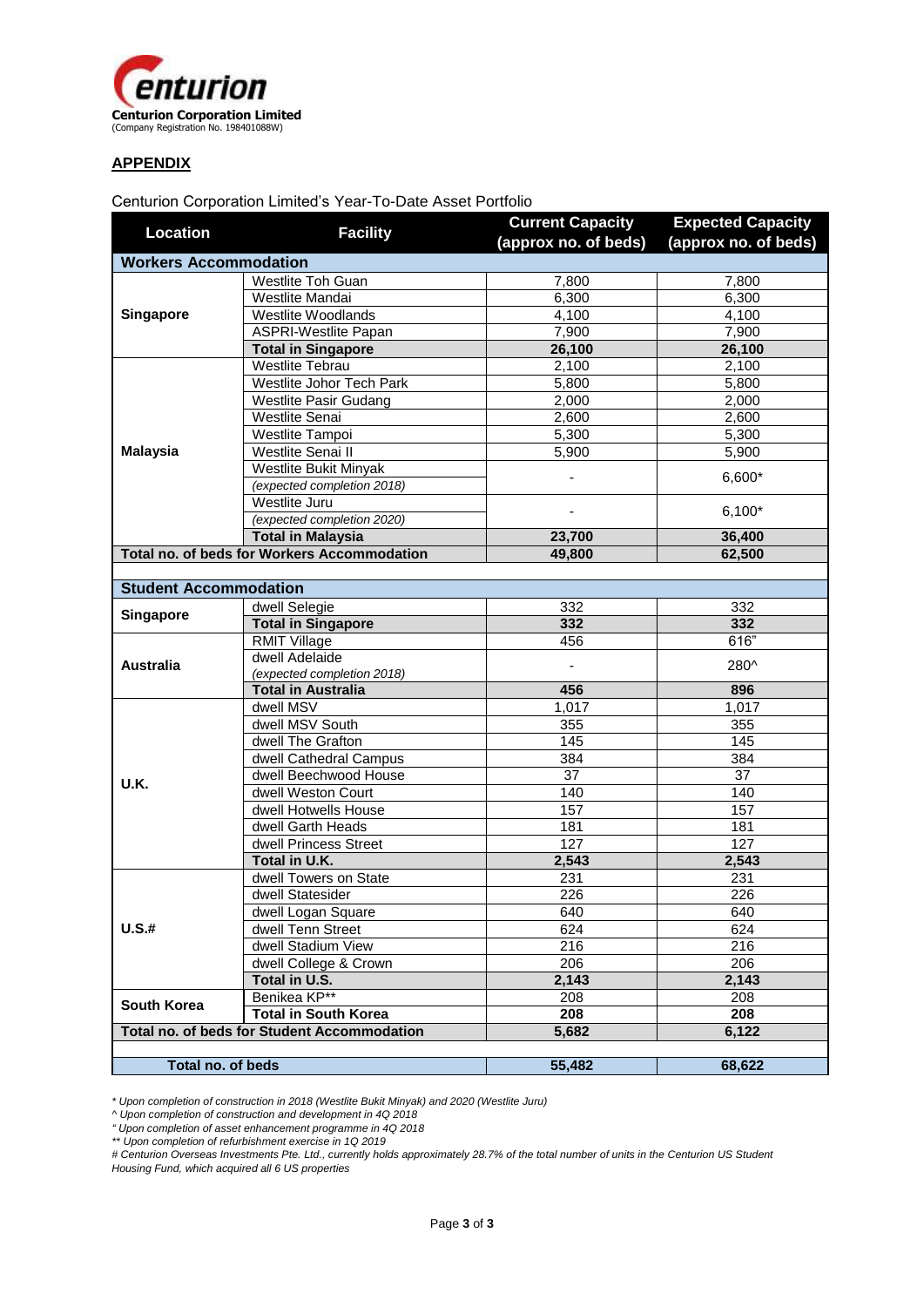**Centurion Corporation Limited**
(Company Registration No. 198401088W)

## APPENDIX

Centurion Corporation Limited's Year-To-Date Asset Portfolio

| Location | Facility | Current Capacity (approx no. of beds) | Expected Capacity (approx no. of beds) |
|---|---|---|---|
| **Workers Accommodation** | | | |
| Singapore | Westlite Toh Guan | 7,800 | 7,800 |
| | Westlite Mandai | 6,300 | 6,300 |
| | Westlite Woodlands | 4,100 | 4,100 |
| | ASPRI-Westlite Papan | 7,900 | 7,900 |
| | **Total in Singapore** | **26,100** | **26,100** |
| Malaysia | Westlite Tebrau | 2,100 | 2,100 |
| | Westlite Johor Tech Park | 5,800 | 5,800 |
| | Westlite Pasir Gudang | 2,000 | 2,000 |
| | Westlite Senai | 2,600 | 2,600 |
| | Westlite Tampoi | 5,300 | 5,300 |
| | Westlite Senai II | 5,900 | 5,900 |
| | Westlite Bukit Minyak *(expected completion 2018)* | - | 6,600* |
| | Westlite Juru *(expected completion 2020)* | - | 6,100* |
| | **Total in Malaysia** | **23,700** | **36,400** |
| **Total no. of beds for Workers Accommodation** | | **49,800** | **62,500** |
| **Student Accommodation** | | | |
| Singapore | dwell Selegie | 332 | 332 |
| | **Total in Singapore** | **332** | **332** |
| Australia | RMIT Village | 456 | 616" |
| | dwell Adelaide *(expected completion 2018)* | - | 280^ |
| | **Total in Australia** | **456** | **896** |
| U.K. | dwell MSV | 1,017 | 1,017 |
| | dwell MSV South | 355 | 355 |
| | dwell The Grafton | 145 | 145 |
| | dwell Cathedral Campus | 384 | 384 |
| | dwell Beechwood House | 37 | 37 |
| | dwell Weston Court | 140 | 140 |
| | dwell Hotwells House | 157 | 157 |
| | dwell Garth Heads | 181 | 181 |
| | dwell Princess Street | 127 | 127 |
| | **Total in U.K.** | **2,543** | **2,543** |
| U.S.# | dwell Towers on State | 231 | 231 |
| | dwell Statesider | 226 | 226 |
| | dwell Logan Square | 640 | 640 |
| | dwell Tenn Street | 624 | 624 |
| | dwell Stadium View | 216 | 216 |
| | dwell College & Crown | 206 | 206 |
| | **Total in U.S.** | **2,143** | **2,143** |
| South Korea | Benikea KP** | 208 | 208 |
| | **Total in South Korea** | **208** | **208** |
| **Total no. of beds for Student Accommodation** | | **5,682** | **6,122** |
| **Total no. of beds** | | **55,482** | **68,622** |

*\* Upon completion of construction in 2018 (Westlite Bukit Minyak) and 2020 (Westlite Juru)*

*^ Upon completion of construction and development in 4Q 2018*

*" Upon completion of asset enhancement programme in 4Q 2018*

*\*\* Upon completion of refurbishment exercise in 1Q 2019*

*# Centurion Overseas Investments Pte. Ltd., currently holds approximately 28.7% of the total number of units in the Centurion US Student Housing Fund, which acquired all 6 US properties*